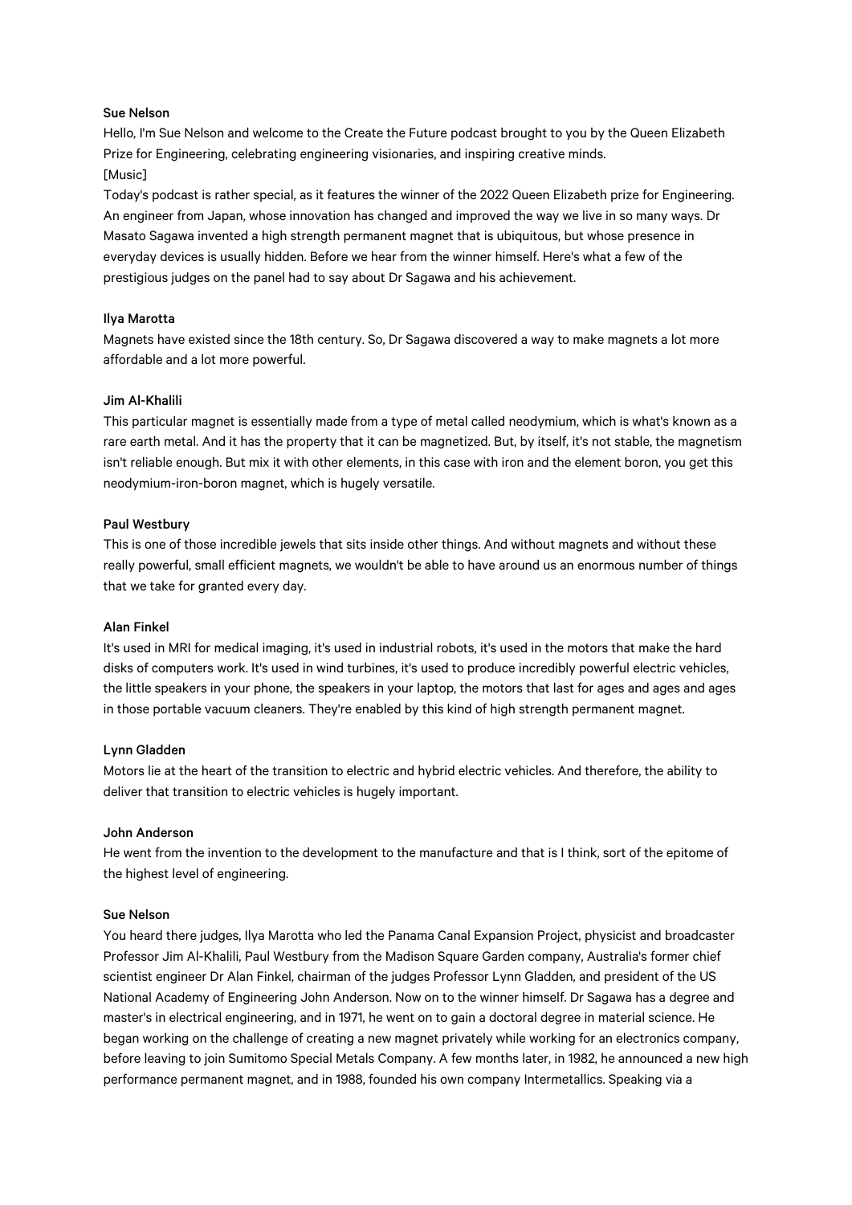**Sue Nelson**

Hello, I'm Sue Nelson and welcome to the Create the Future podcast brought to you by the Queen Elizabeth Prize for Engineering, celebrating engineering visionaries, and inspiring creative minds.

[Music]

Today's podcast is rather special, as it features the winner of the 2022 Queen Elizabeth prize for Engineering. An engineer from Japan, whose innovation has changed and improved the way we live in so many ways. Dr Masato Sagawa invented a high strength permanent magnet that is ubiquitous, but whose presence in everyday devices is usually hidden. Before we hear from the winner himself. Here's what a few of the prestigious judges on the panel had to say about Dr Sagawa and his achievement.

**Ilya Marotta**

Magnets have existed since the 18th century. So, Dr Sagawa discovered a way to make magnets a lot more affordable and a lot more powerful.

**Jim Al-Khalili**

This particular magnet is essentially made from a type of metal called neodymium, which is what's known as a rare earth metal. And it has the property that it can be magnetized. But, by itself, it's not stable, the magnetism isn't reliable enough. But mix it with other elements, in this case with iron and the element boron, you get this neodymium-iron-boron magnet, which is hugely versatile.

**Paul Westbury**

This is one of those incredible jewels that sits inside other things. And without magnets and without these really powerful, small efficient magnets, we wouldn't be able to have around us an enormous number of things that we take for granted every day.

**Alan Finkel**

It's used in MRI for medical imaging, it's used in industrial robots, it's used in the motors that make the hard disks of computers work. It's used in wind turbines, it's used to produce incredibly powerful electric vehicles, the little speakers in your phone, the speakers in your laptop, the motors that last for ages and ages and ages in those portable vacuum cleaners. They're enabled by this kind of high strength permanent magnet.

**Lynn Gladden**

Motors lie at the heart of the transition to electric and hybrid electric vehicles. And therefore, the ability to deliver that transition to electric vehicles is hugely important.

**John Anderson**

He went from the invention to the development to the manufacture and that is I think, sort of the epitome of the highest level of engineering.

**Sue Nelson**

You heard there judges, Ilya Marotta who led the Panama Canal Expansion Project, physicist and broadcaster Professor Jim Al-Khalili, Paul Westbury from the Madison Square Garden company, Australia's former chief scientist engineer Dr Alan Finkel, chairman of the judges Professor Lynn Gladden, and president of the US National Academy of Engineering John Anderson. Now on to the winner himself. Dr Sagawa has a degree and master's in electrical engineering, and in 1971, he went on to gain a doctoral degree in material science. He began working on the challenge of creating a new magnet privately while working for an electronics company, before leaving to join Sumitomo Special Metals Company. A few months later, in 1982, he announced a new high performance permanent magnet, and in 1988, founded his own company Intermetallics. Speaking via a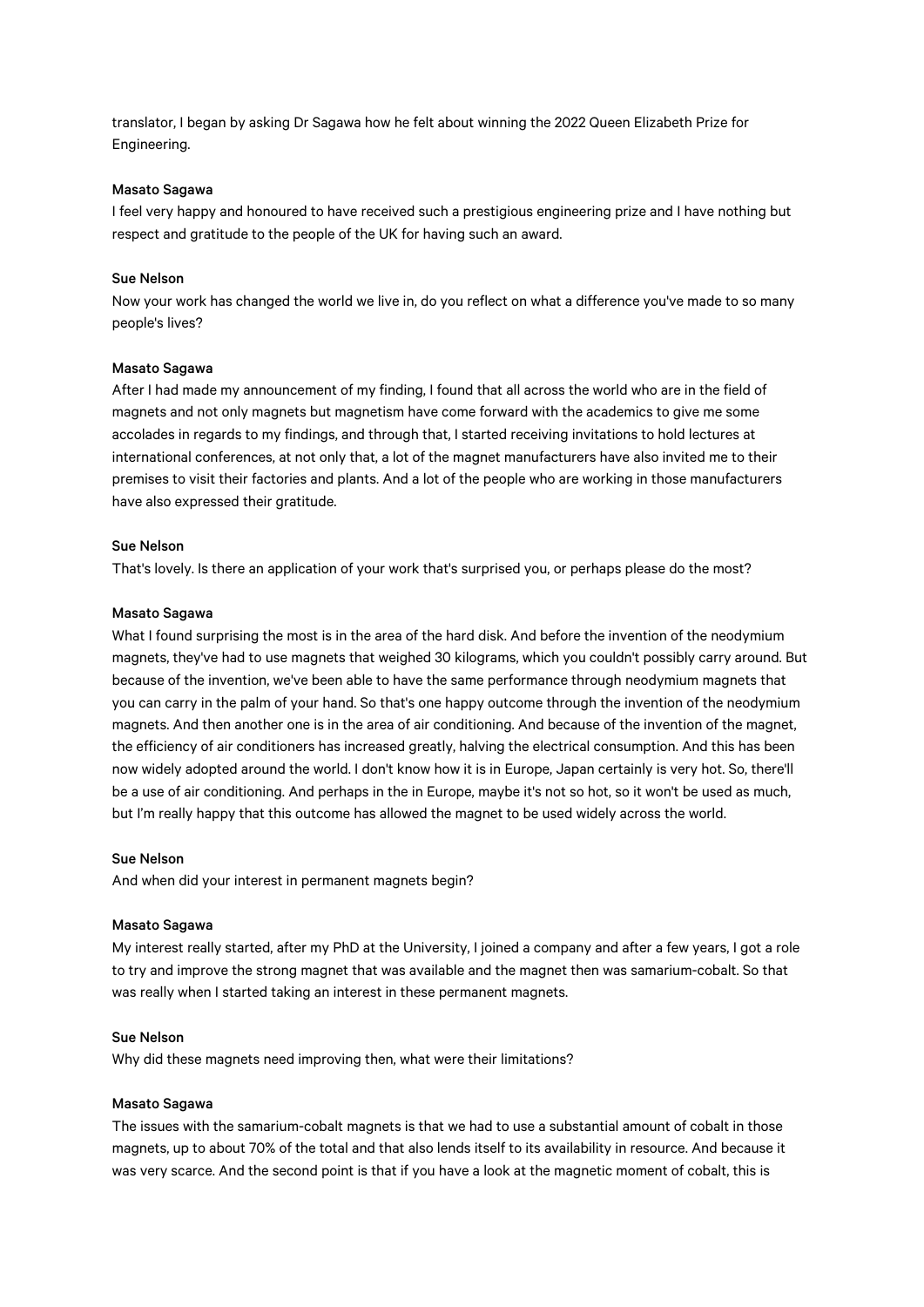translator, I began by asking Dr Sagawa how he felt about winning the 2022 Queen Elizabeth Prize for Engineering.

**Masato Sagawa**

I feel very happy and honoured to have received such a prestigious engineering prize and I have nothing but respect and gratitude to the people of the UK for having such an award.

**Sue Nelson**

Now your work has changed the world we live in, do you reflect on what a difference you've made to so many people's lives?

**Masato Sagawa**

After I had made my announcement of my finding, I found that all across the world who are in the field of magnets and not only magnets but magnetism have come forward with the academics to give me some accolades in regards to my findings, and through that, I started receiving invitations to hold lectures at international conferences, at not only that, a lot of the magnet manufacturers have also invited me to their premises to visit their factories and plants. And a lot of the people who are working in those manufacturers have also expressed their gratitude.

**Sue Nelson**

That's lovely. Is there an application of your work that's surprised you, or perhaps please do the most?

**Masato Sagawa**

What I found surprising the most is in the area of the hard disk. And before the invention of the neodymium magnets, they've had to use magnets that weighed 30 kilograms, which you couldn't possibly carry around. But because of the invention, we've been able to have the same performance through neodymium magnets that you can carry in the palm of your hand. So that's one happy outcome through the invention of the neodymium magnets. And then another one is in the area of air conditioning. And because of the invention of the magnet, the efficiency of air conditioners has increased greatly, halving the electrical consumption. And this has been now widely adopted around the world. I don't know how it is in Europe, Japan certainly is very hot. So, there'll be a use of air conditioning. And perhaps in the in Europe, maybe it's not so hot, so it won't be used as much, but I'm really happy that this outcome has allowed the magnet to be used widely across the world.

**Sue Nelson**

And when did your interest in permanent magnets begin?

**Masato Sagawa**

My interest really started, after my PhD at the University, I joined a company and after a few years, I got a role to try and improve the strong magnet that was available and the magnet then was samarium-cobalt. So that was really when I started taking an interest in these permanent magnets.

**Sue Nelson**

Why did these magnets need improving then, what were their limitations?

**Masato Sagawa**

The issues with the samarium-cobalt magnets is that we had to use a substantial amount of cobalt in those magnets, up to about 70% of the total and that also lends itself to its availability in resource. And because it was very scarce. And the second point is that if you have a look at the magnetic moment of cobalt, this is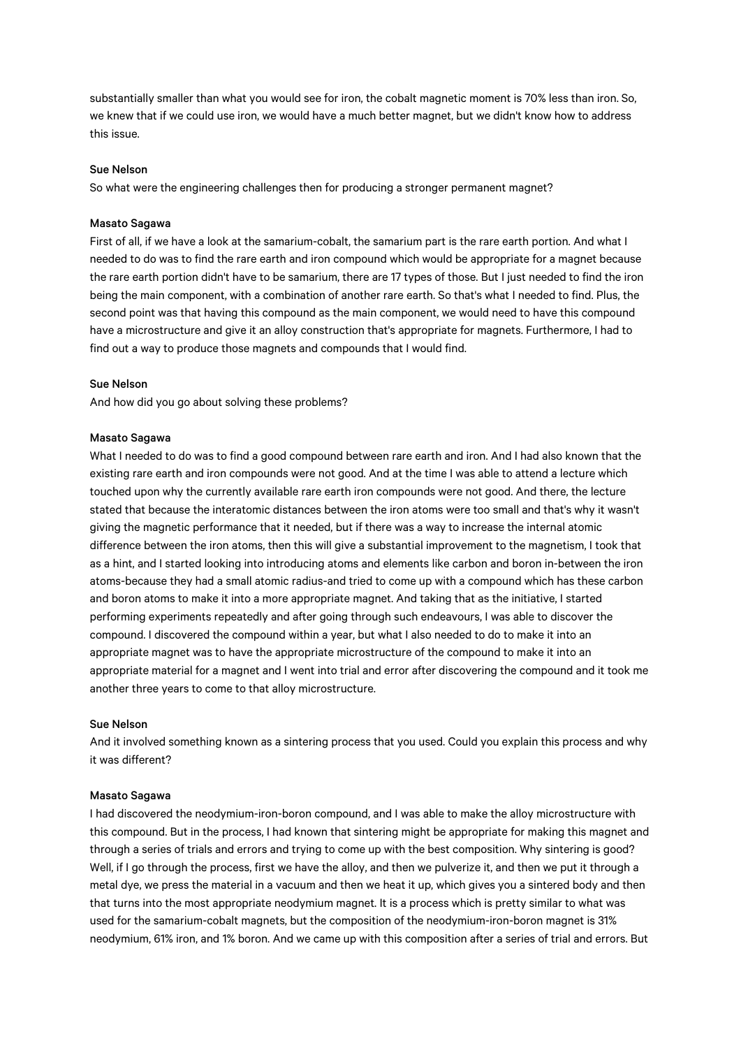substantially smaller than what you would see for iron, the cobalt magnetic moment is 70% less than iron. So, we knew that if we could use iron, we would have a much better magnet, but we didn't know how to address this issue.

**Sue Nelson**

So what were the engineering challenges then for producing a stronger permanent magnet?

**Masato Sagawa**

First of all, if we have a look at the samarium-cobalt, the samarium part is the rare earth portion. And what I needed to do was to find the rare earth and iron compound which would be appropriate for a magnet because the rare earth portion didn't have to be samarium, there are 17 types of those. But I just needed to find the iron being the main component, with a combination of another rare earth. So that's what I needed to find. Plus, the second point was that having this compound as the main component, we would need to have this compound have a microstructure and give it an alloy construction that's appropriate for magnets. Furthermore, I had to find out a way to produce those magnets and compounds that I would find.

**Sue Nelson**

And how did you go about solving these problems?

**Masato Sagawa**

What I needed to do was to find a good compound between rare earth and iron. And I had also known that the existing rare earth and iron compounds were not good. And at the time I was able to attend a lecture which touched upon why the currently available rare earth iron compounds were not good. And there, the lecture stated that because the interatomic distances between the iron atoms were too small and that's why it wasn't giving the magnetic performance that it needed, but if there was a way to increase the internal atomic difference between the iron atoms, then this will give a substantial improvement to the magnetism, I took that as a hint, and I started looking into introducing atoms and elements like carbon and boron in-between the iron atoms-because they had a small atomic radius-and tried to come up with a compound which has these carbon and boron atoms to make it into a more appropriate magnet. And taking that as the initiative, I started performing experiments repeatedly and after going through such endeavours, I was able to discover the compound. I discovered the compound within a year, but what I also needed to do to make it into an appropriate magnet was to have the appropriate microstructure of the compound to make it into an appropriate material for a magnet and I went into trial and error after discovering the compound and it took me another three years to come to that alloy microstructure.

**Sue Nelson**

And it involved something known as a sintering process that you used. Could you explain this process and why it was different?

**Masato Sagawa**

I had discovered the neodymium-iron-boron compound, and I was able to make the alloy microstructure with this compound. But in the process, I had known that sintering might be appropriate for making this magnet and through a series of trials and errors and trying to come up with the best composition. Why sintering is good? Well, if I go through the process, first we have the alloy, and then we pulverize it, and then we put it through a metal dye, we press the material in a vacuum and then we heat it up, which gives you a sintered body and then that turns into the most appropriate neodymium magnet. It is a process which is pretty similar to what was used for the samarium-cobalt magnets, but the composition of the neodymium-iron-boron magnet is 31% neodymium, 61% iron, and 1% boron. And we came up with this composition after a series of trial and errors. But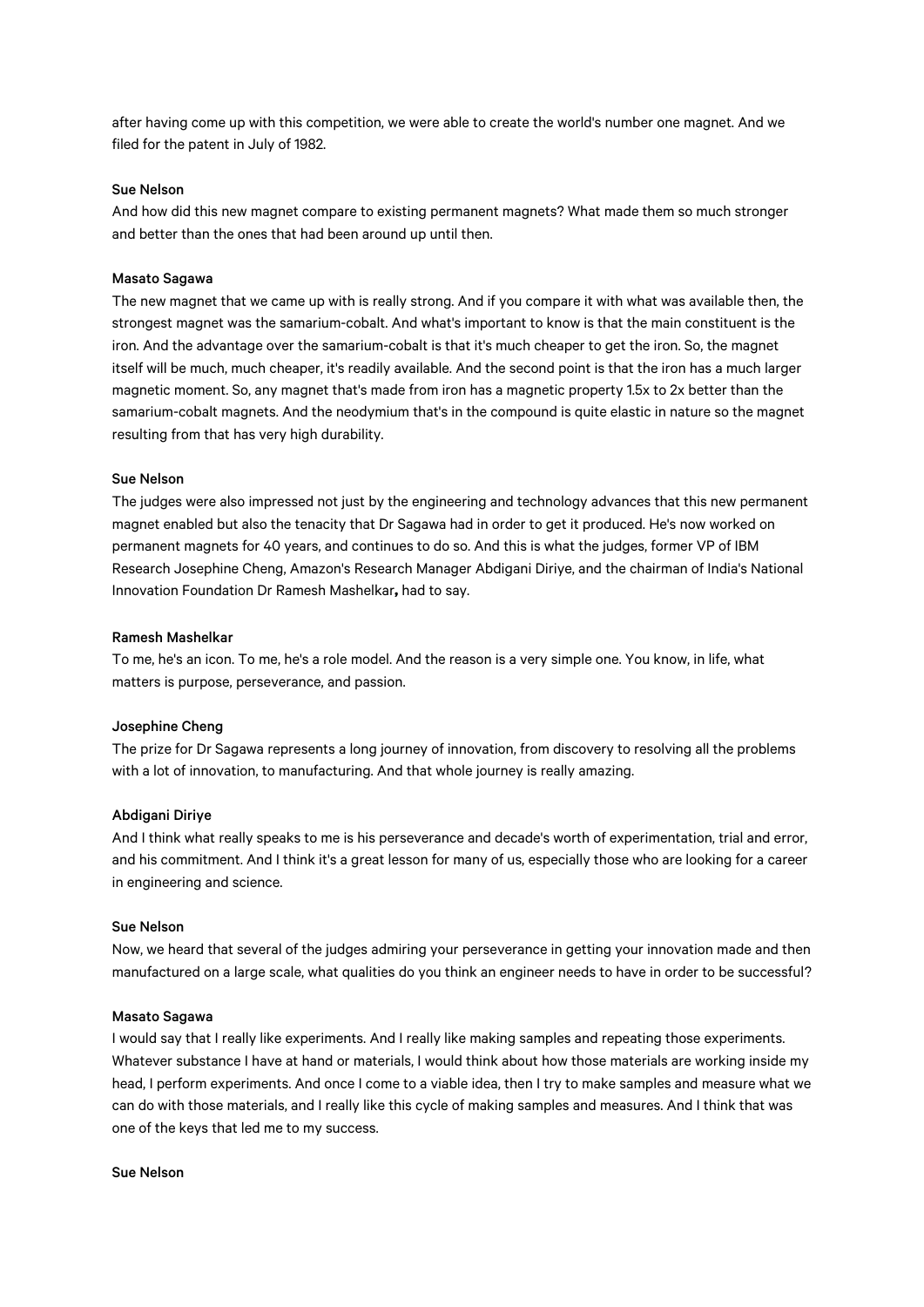after having come up with this competition, we were able to create the world's number one magnet. And we filed for the patent in July of 1982.

**Sue Nelson**

And how did this new magnet compare to existing permanent magnets? What made them so much stronger and better than the ones that had been around up until then.

**Masato Sagawa**

The new magnet that we came up with is really strong. And if you compare it with what was available then, the strongest magnet was the samarium-cobalt. And what's important to know is that the main constituent is the iron. And the advantage over the samarium-cobalt is that it's much cheaper to get the iron. So, the magnet itself will be much, much cheaper, it's readily available. And the second point is that the iron has a much larger magnetic moment. So, any magnet that's made from iron has a magnetic property 1.5x to 2x better than the samarium-cobalt magnets. And the neodymium that's in the compound is quite elastic in nature so the magnet resulting from that has very high durability.

**Sue Nelson**

The judges were also impressed not just by the engineering and technology advances that this new permanent magnet enabled but also the tenacity that Dr Sagawa had in order to get it produced. He's now worked on permanent magnets for 40 years, and continues to do so. And this is what the judges, former VP of IBM Research Josephine Cheng, Amazon's Research Manager Abdigani Diriye, and the chairman of India's National Innovation Foundation Dr Ramesh Mashelkar**,** had to say.

**Ramesh Mashelkar**

To me, he's an icon. To me, he's a role model. And the reason is a very simple one. You know, in life, what matters is purpose, perseverance, and passion.

**Josephine Cheng**

The prize for Dr Sagawa represents a long journey of innovation, from discovery to resolving all the problems with a lot of innovation, to manufacturing. And that whole journey is really amazing.

**Abdigani Diriye**

And I think what really speaks to me is his perseverance and decade's worth of experimentation, trial and error, and his commitment. And I think it's a great lesson for many of us, especially those who are looking for a career in engineering and science.

**Sue Nelson**

Now, we heard that several of the judges admiring your perseverance in getting your innovation made and then manufactured on a large scale, what qualities do you think an engineer needs to have in order to be successful?

**Masato Sagawa**

I would say that I really like experiments. And I really like making samples and repeating those experiments. Whatever substance I have at hand or materials, I would think about how those materials are working inside my head, I perform experiments. And once I come to a viable idea, then I try to make samples and measure what we can do with those materials, and I really like this cycle of making samples and measures. And I think that was one of the keys that led me to my success.

**Sue Nelson**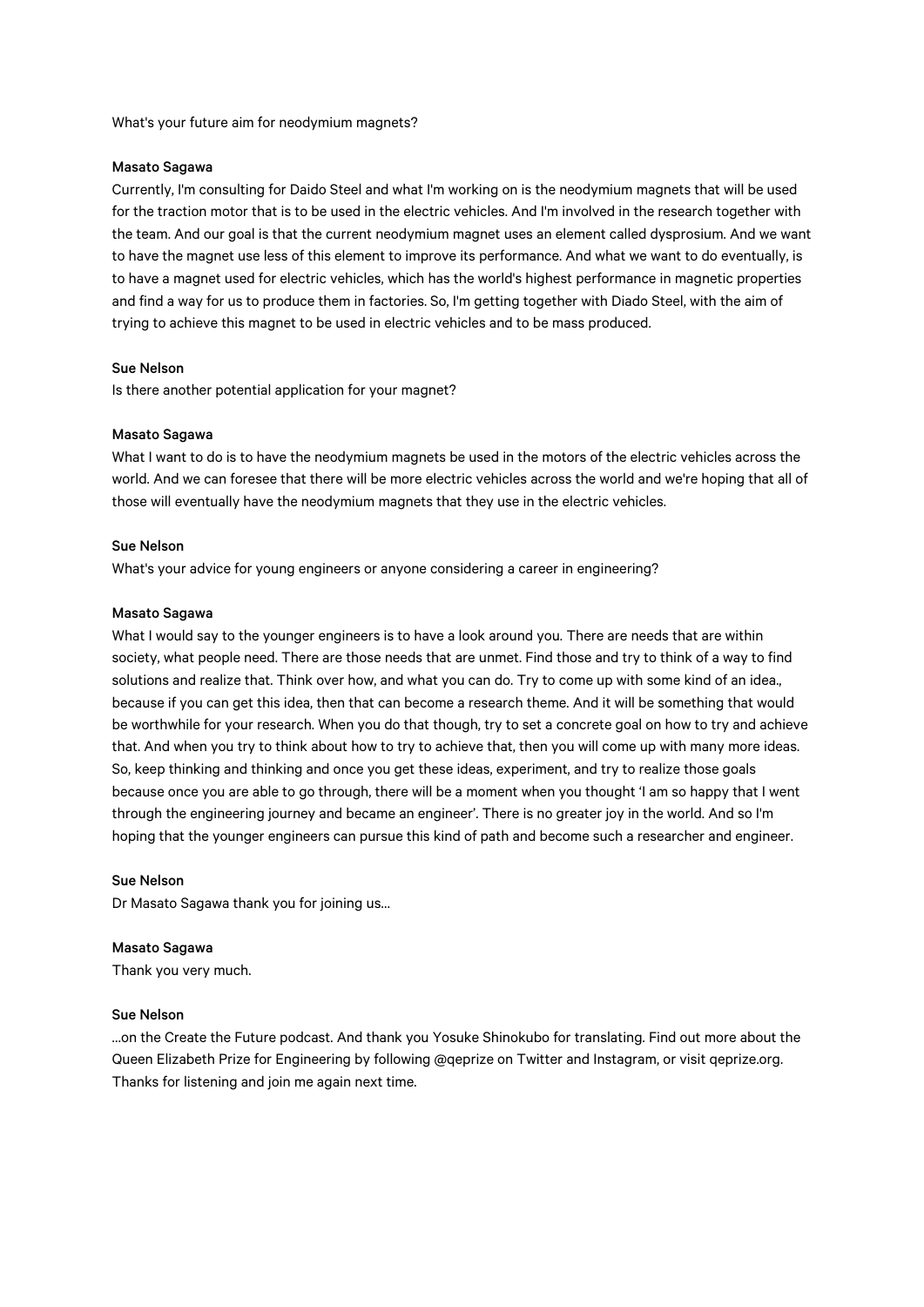What's your future aim for neodymium magnets?

**Masato Sagawa**

Currently, I'm consulting for Daido Steel and what I'm working on is the neodymium magnets that will be used for the traction motor that is to be used in the electric vehicles. And I'm involved in the research together with the team. And our goal is that the current neodymium magnet uses an element called dysprosium. And we want to have the magnet use less of this element to improve its performance. And what we want to do eventually, is to have a magnet used for electric vehicles, which has the world's highest performance in magnetic properties and find a way for us to produce them in factories. So, I'm getting together with Diado Steel, with the aim of trying to achieve this magnet to be used in electric vehicles and to be mass produced.

**Sue Nelson**

Is there another potential application for your magnet?

**Masato Sagawa**

What I want to do is to have the neodymium magnets be used in the motors of the electric vehicles across the world. And we can foresee that there will be more electric vehicles across the world and we're hoping that all of those will eventually have the neodymium magnets that they use in the electric vehicles.

**Sue Nelson**

What's your advice for young engineers or anyone considering a career in engineering?

**Masato Sagawa**

What I would say to the younger engineers is to have a look around you. There are needs that are within society, what people need. There are those needs that are unmet. Find those and try to think of a way to find solutions and realize that. Think over how, and what you can do. Try to come up with some kind of an idea., because if you can get this idea, then that can become a research theme. And it will be something that would be worthwhile for your research. When you do that though, try to set a concrete goal on how to try and achieve that. And when you try to think about how to try to achieve that, then you will come up with many more ideas. So, keep thinking and thinking and once you get these ideas, experiment, and try to realize those goals because once you are able to go through, there will be a moment when you thought 'I am so happy that I went through the engineering journey and became an engineer'. There is no greater joy in the world. And so I'm hoping that the younger engineers can pursue this kind of path and become such a researcher and engineer.

**Sue Nelson**

Dr Masato Sagawa thank you for joining us...

**Masato Sagawa**

Thank you very much.

**Sue Nelson**

...on the Create the Future podcast. And thank you Yosuke Shinokubo for translating. Find out more about the Queen Elizabeth Prize for Engineering by following @qeprize on Twitter and Instagram, or visit qeprize.org. Thanks for listening and join me again next time.